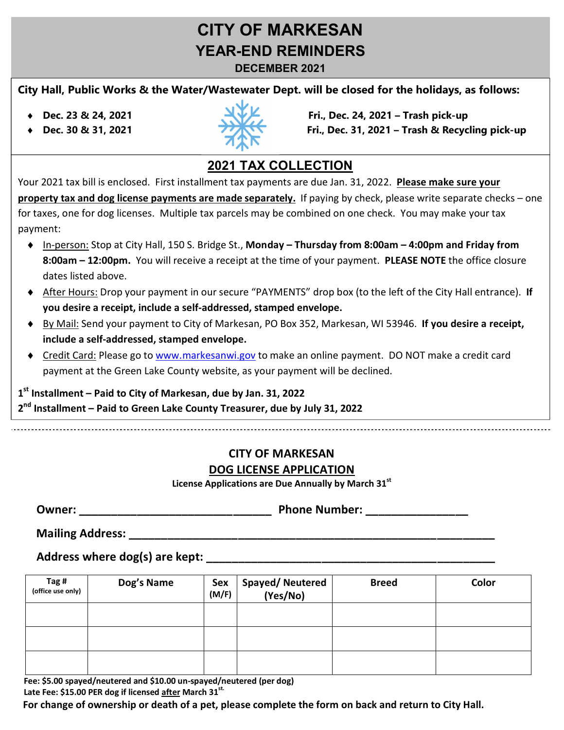# CITY OF MARKESAN

## YEAR-END REMINDERS

**DECEMBER 2021**

**City Hall, Public Works & the Water/Wastewater Dept. will be closed for the holidays, as follows:**

- **Dec. 23 & 24, 2021**
- **Dec. 30 & 31, 2021**

**Fri., Dec. 24, 2021 – Trash pick-up**
**Fri., Dec. 31, 2021 – Trash & Recycling pick-up**

## 2021 TAX COLLECTION

Your 2021 tax bill is enclosed. First installment tax payments are due Jan. 31, 2022. **Please make sure your property tax and dog license payments are made separately.** If paying by check, please write separate checks – one for taxes, one for dog licenses. Multiple tax parcels may be combined on one check. You may make your tax payment:

- In-person: Stop at City Hall, 150 S. Bridge St., **Monday – Thursday from 8:00am – 4:00pm and Friday from 8:00am – 12:00pm.** You will receive a receipt at the time of your payment. **PLEASE NOTE** the office closure dates listed above.
- After Hours: Drop your payment in our secure "PAYMENTS" drop box (to the left of the City Hall entrance). **If you desire a receipt, include a self-addressed, stamped envelope.**
- By Mail: Send your payment to City of Markesan, PO Box 352, Markesan, WI 53946. **If you desire a receipt, include a self-addressed, stamped envelope.**
- Credit Card: Please go to www.markesanwi.gov to make an online payment. DO NOT make a credit card payment at the Green Lake County website, as your payment will be declined.

**1st Installment – Paid to City of Markesan, due by Jan. 31, 2022**
**2nd Installment – Paid to Green Lake County Treasurer, due by July 31, 2022**

---

## CITY OF MARKESAN

## DOG LICENSE APPLICATION

**License Applications are Due Annually by March 31st**

**Owner:** ______________________________ **Phone Number:** ________________

**Mailing Address:** ____________________________________________________________

**Address where dog(s) are kept:** ______________________________________________

| Tag # (office use only) | Dog's Name | Sex (M/F) | Spayed/ Neutered (Yes/No) | Breed | Color |
|---|---|---|---|---|---|
| | | | | | |
| | | | | | |
| | | | | | |

**Fee: $5.00 spayed/neutered and $10.00 un-spayed/neutered (per dog)**
**Late Fee: $15.00 PER dog if licensed after March 31st.**

**For change of ownership or death of a pet, please complete the form on back and return to City Hall.**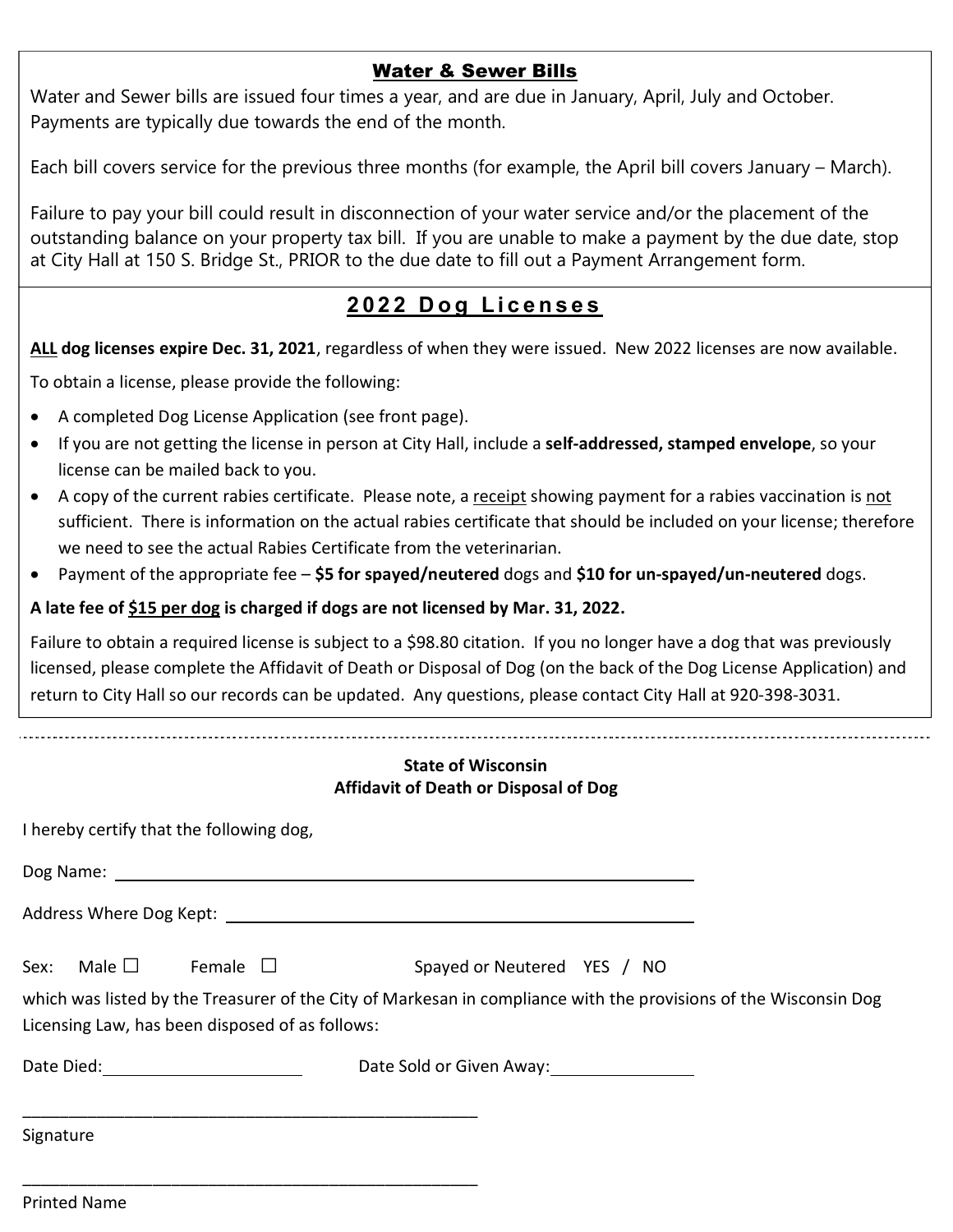## Water & Sewer Bills

Water and Sewer bills are issued four times a year, and are due in January, April, July and October. Payments are typically due towards the end of the month.

Each bill covers service for the previous three months (for example, the April bill covers January – March).

Failure to pay your bill could result in disconnection of your water service and/or the placement of the outstanding balance on your property tax bill. If you are unable to make a payment by the due date, stop at City Hall at 150 S. Bridge St., PRIOR to the due date to fill out a Payment Arrangement form.

## 2022 Dog Licenses

**ALL dog licenses expire Dec. 31, 2021**, regardless of when they were issued. New 2022 licenses are now available.

To obtain a license, please provide the following:

- A completed Dog License Application (see front page).
- If you are not getting the license in person at City Hall, include a **self-addressed, stamped envelope**, so your license can be mailed back to you.
- A copy of the current rabies certificate. Please note, a receipt showing payment for a rabies vaccination is not sufficient. There is information on the actual rabies certificate that should be included on your license; therefore we need to see the actual Rabies Certificate from the veterinarian.
- Payment of the appropriate fee – **$5 for spayed/neutered** dogs and **$10 for un-spayed/un-neutered** dogs.

**A late fee of $15 per dog is charged if dogs are not licensed by Mar. 31, 2022.**

Failure to obtain a required license is subject to a $98.80 citation. If you no longer have a dog that was previously licensed, please complete the Affidavit of Death or Disposal of Dog (on the back of the Dog License Application) and return to City Hall so our records can be updated. Any questions, please contact City Hall at 920-398-3031.

---

**State of Wisconsin**
**Affidavit of Death or Disposal of Dog**

I hereby certify that the following dog,

Dog Name: ______________________________

Address Where Dog Kept: ______________________________

Sex: Male ☐ Female ☐ Spayed or Neutered YES / NO

which was listed by the Treasurer of the City of Markesan in compliance with the provisions of the Wisconsin Dog Licensing Law, has been disposed of as follows:

Date Died: ________________ Date Sold or Given Away: ________________

______________________________
Signature

______________________________
Printed Name